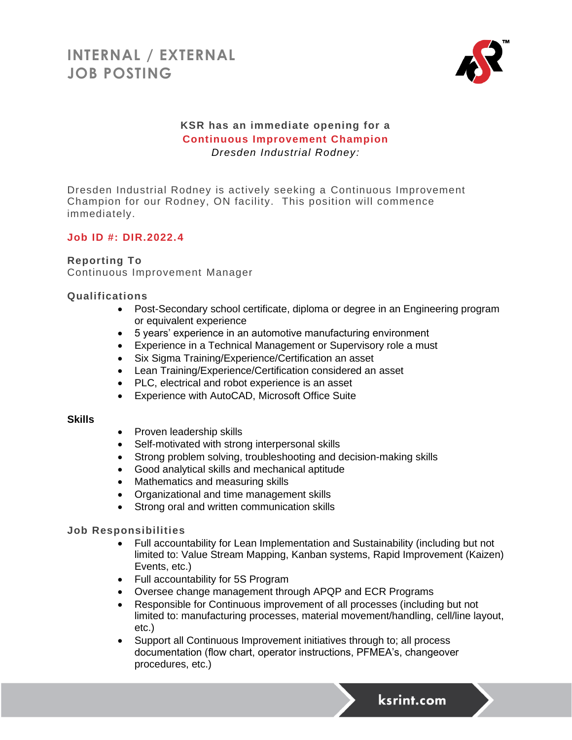# INTERNAL / EXTERNAL JOB POSTING

**KSR has an immediate opening for a**

**Continuous Improvement Champion**

*Dresden Industrial Rodney:*

Dresden Industrial Rodney is actively seeking a Continuous Improvement Champion for our Rodney, ON facility. This position will commence immediately.

**Job ID #: DIR.2022.4**

**Reporting To**

Continuous Improvement Manager

**Qualifications**

- Post-Secondary school certificate, diploma or degree in an Engineering program or equivalent experience
- 5 years' experience in an automotive manufacturing environment
- Experience in a Technical Management or Supervisory role a must
- Six Sigma Training/Experience/Certification an asset
- Lean Training/Experience/Certification considered an asset
- PLC, electrical and robot experience is an asset
- Experience with AutoCAD, Microsoft Office Suite

**Skills**

- Proven leadership skills
- Self-motivated with strong interpersonal skills
- Strong problem solving, troubleshooting and decision-making skills
- Good analytical skills and mechanical aptitude
- Mathematics and measuring skills
- Organizational and time management skills
- Strong oral and written communication skills

**Job Responsibilities**

- Full accountability for Lean Implementation and Sustainability (including but not limited to: Value Stream Mapping, Kanban systems, Rapid Improvement (Kaizen) Events, etc.)
- Full accountability for 5S Program
- Oversee change management through APQP and ECR Programs
- Responsible for Continuous improvement of all processes (including but not limited to: manufacturing processes, material movement/handling, cell/line layout, etc.)
- Support all Continuous Improvement initiatives through to; all process documentation (flow chart, operator instructions, PFMEA's, changeover procedures, etc.)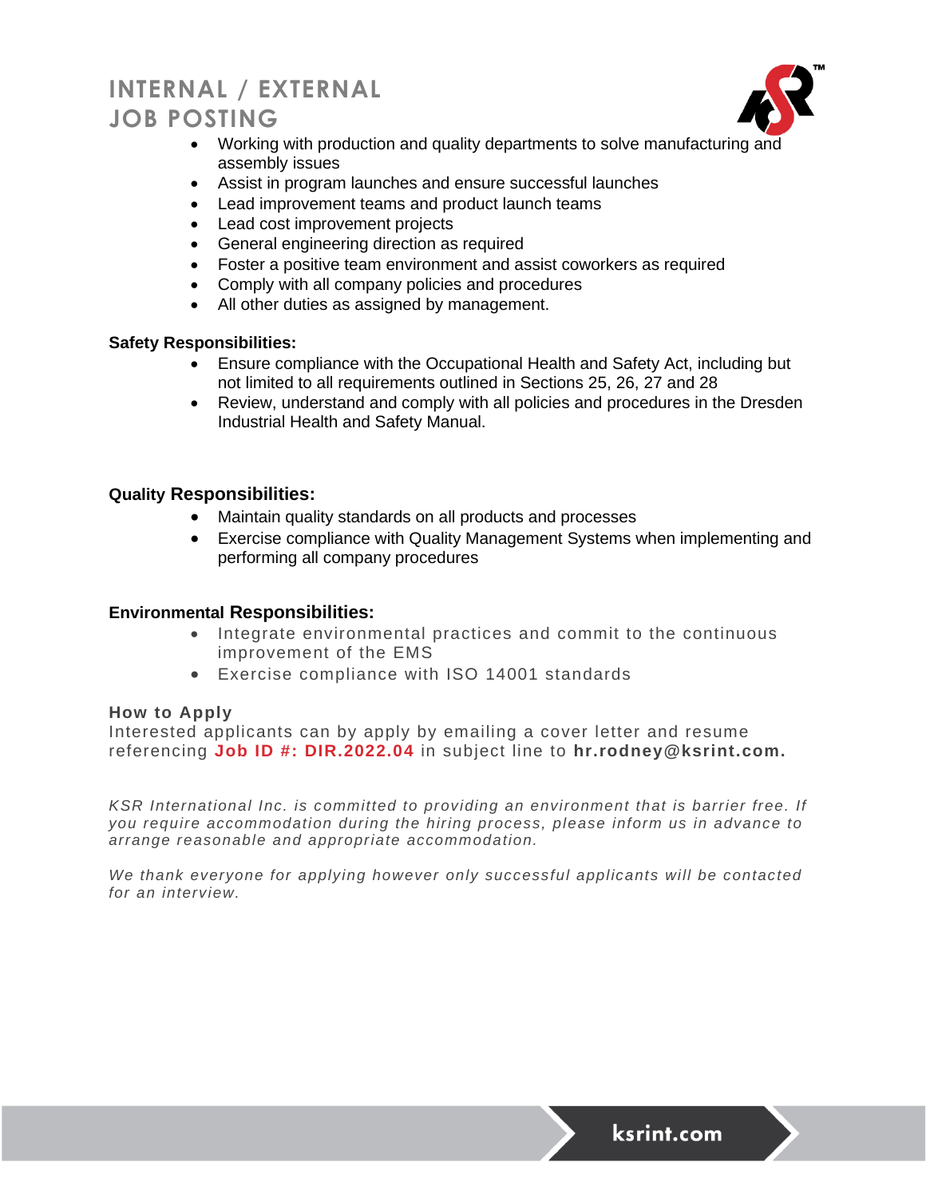- Working with production and quality departments to solve manufacturing and assembly issues
- Assist in program launches and ensure successful launches
- Lead improvement teams and product launch teams
- Lead cost improvement projects
- General engineering direction as required
- Foster a positive team environment and assist coworkers as required
- Comply with all company policies and procedures
- All other duties as assigned by management.

**Safety Responsibilities:**

- Ensure compliance with the Occupational Health and Safety Act, including but not limited to all requirements outlined in Sections 25, 26, 27 and 28
- Review, understand and comply with all policies and procedures in the Dresden Industrial Health and Safety Manual.

**Quality Responsibilities:**

- Maintain quality standards on all products and processes
- Exercise compliance with Quality Management Systems when implementing and performing all company procedures

**Environmental Responsibilities:**

- Integrate environmental practices and commit to the continuous improvement of the EMS
- Exercise compliance with ISO 14001 standards

**How to Apply**

Interested applicants can by apply by emailing a cover letter and resume referencing **Job ID #: DIR.2022.04** in subject line to **hr.rodney@ksrint.com.**

*KSR International Inc. is committed to providing an environment that is barrier free. If you require accommodation during the hiring process, please inform us in advance to arrange reasonable and appropriate accommodation.*

*We thank everyone for applying however only successful applicants will be contacted for an interview.*